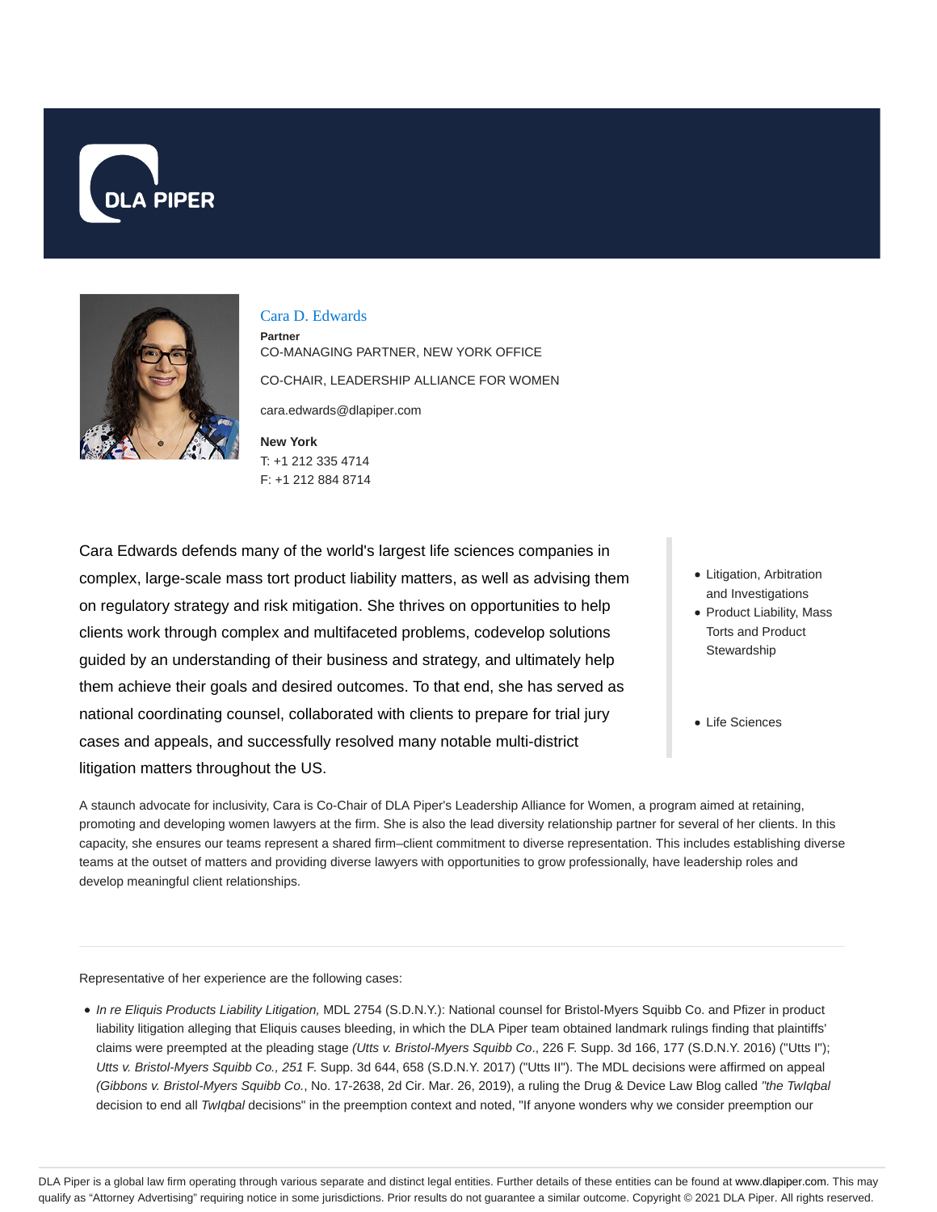DLA PIPER

## Cara D. Edwards

**Partner**

CO-MANAGING PARTNER, NEW YORK OFFICE

CO-CHAIR, LEADERSHIP ALLIANCE FOR WOMEN

cara.edwards@dlapiper.com

**New York**

T: +1 212 335 4714

F: +1 212 884 8714

Cara Edwards defends many of the world's largest life sciences companies in complex, large-scale mass tort product liability matters, as well as advising them on regulatory strategy and risk mitigation. She thrives on opportunities to help clients work through complex and multifaceted problems, codevelop solutions guided by an understanding of their business and strategy, and ultimately help them achieve their goals and desired outcomes. To that end, she has served as national coordinating counsel, collaborated with clients to prepare for trial jury cases and appeals, and successfully resolved many notable multi-district litigation matters throughout the US.

- Litigation, Arbitration and Investigations
- Product Liability, Mass Torts and Product Stewardship

- Life Sciences

A staunch advocate for inclusivity, Cara is Co-Chair of DLA Piper's Leadership Alliance for Women, a program aimed at retaining, promoting and developing women lawyers at the firm. She is also the lead diversity relationship partner for several of her clients. In this capacity, she ensures our teams represent a shared firm–client commitment to diverse representation. This includes establishing diverse teams at the outset of matters and providing diverse lawyers with opportunities to grow professionally, have leadership roles and develop meaningful client relationships.

Representative of her experience are the following cases:

- *In re Eliquis Products Liability Litigation,* MDL 2754 (S.D.N.Y.): National counsel for Bristol-Myers Squibb Co. and Pfizer in product liability litigation alleging that Eliquis causes bleeding, in which the DLA Piper team obtained landmark rulings finding that plaintiffs' claims were preempted at the pleading stage *(Utts v. Bristol-Myers Squibb Co*., 226 F. Supp. 3d 166, 177 (S.D.N.Y. 2016) ("Utts I"); *Utts v. Bristol-Myers Squibb Co., 251* F. Supp. 3d 644, 658 (S.D.N.Y. 2017) ("Utts II"). The MDL decisions were affirmed on appeal *(Gibbons v. Bristol-Myers Squibb Co.*, No. 17-2638, 2d Cir. Mar. 26, 2019), a ruling the Drug & Device Law Blog called *"the TwIqbal* decision to end all *TwIqbal* decisions" in the preemption context and noted, "If anyone wonders why we consider preemption our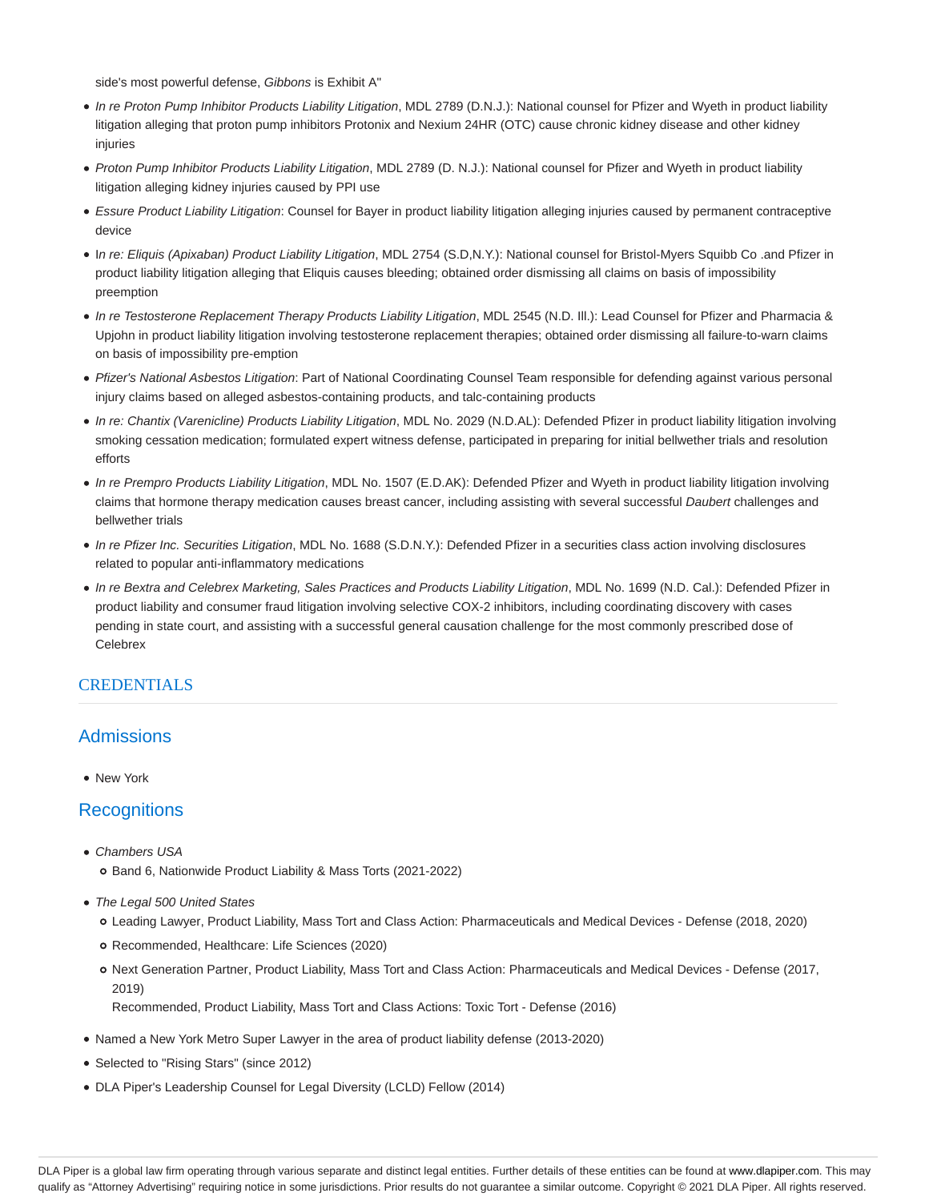side's most powerful defense, *Gibbons* is Exhibit A"

- *In re Proton Pump Inhibitor Products Liability Litigation*, MDL 2789 (D.N.J.): National counsel for Pfizer and Wyeth in product liability litigation alleging that proton pump inhibitors Protonix and Nexium 24HR (OTC) cause chronic kidney disease and other kidney injuries
- *Proton Pump Inhibitor Products Liability Litigation*, MDL 2789 (D. N.J.): National counsel for Pfizer and Wyeth in product liability litigation alleging kidney injuries caused by PPI use
- *Essure Product Liability Litigation*: Counsel for Bayer in product liability litigation alleging injuries caused by permanent contraceptive device
- I*n re: Eliquis (Apixaban) Product Liability Litigation*, MDL 2754 (S.D,N.Y.): National counsel for Bristol-Myers Squibb Co .and Pfizer in product liability litigation alleging that Eliquis causes bleeding; obtained order dismissing all claims on basis of impossibility preemption
- *In re Testosterone Replacement Therapy Products Liability Litigation*, MDL 2545 (N.D. Ill.): Lead Counsel for Pfizer and Pharmacia & Upjohn in product liability litigation involving testosterone replacement therapies; obtained order dismissing all failure-to-warn claims on basis of impossibility pre-emption
- *Pfizer's National Asbestos Litigation*: Part of National Coordinating Counsel Team responsible for defending against various personal injury claims based on alleged asbestos-containing products, and talc-containing products
- *In re: Chantix (Varenicline) Products Liability Litigation*, MDL No. 2029 (N.D.AL): Defended Pfizer in product liability litigation involving smoking cessation medication; formulated expert witness defense, participated in preparing for initial bellwether trials and resolution efforts
- *In re Prempro Products Liability Litigation*, MDL No. 1507 (E.D.AK): Defended Pfizer and Wyeth in product liability litigation involving claims that hormone therapy medication causes breast cancer, including assisting with several successful *Daubert* challenges and bellwether trials
- *In re Pfizer Inc. Securities Litigation*, MDL No. 1688 (S.D.N.Y.): Defended Pfizer in a securities class action involving disclosures related to popular anti-inflammatory medications
- *In re Bextra and Celebrex Marketing, Sales Practices and Products Liability Litigation*, MDL No. 1699 (N.D. Cal.): Defended Pfizer in product liability and consumer fraud litigation involving selective COX-2 inhibitors, including coordinating discovery with cases pending in state court, and assisting with a successful general causation challenge for the most commonly prescribed dose of Celebrex

## CREDENTIALS

### Admissions

- New York

### Recognitions

- *Chambers USA*
  - Band 6, Nationwide Product Liability & Mass Torts (2021-2022)
- *The Legal 500 United States*
  - Leading Lawyer, Product Liability, Mass Tort and Class Action: Pharmaceuticals and Medical Devices - Defense (2018, 2020)
  - Recommended, Healthcare: Life Sciences (2020)
  - Next Generation Partner, Product Liability, Mass Tort and Class Action: Pharmaceuticals and Medical Devices - Defense (2017, 2019)
    Recommended, Product Liability, Mass Tort and Class Actions: Toxic Tort - Defense (2016)
- Named a New York Metro Super Lawyer in the area of product liability defense (2013-2020)
- Selected to "Rising Stars" (since 2012)
- DLA Piper's Leadership Counsel for Legal Diversity (LCLD) Fellow (2014)

DLA Piper is a global law firm operating through various separate and distinct legal entities. Further details of these entities can be found at www.dlapiper.com. This may qualify as "Attorney Advertising" requiring notice in some jurisdictions. Prior results do not guarantee a similar outcome. Copyright © 2021 DLA Piper. All rights reserved.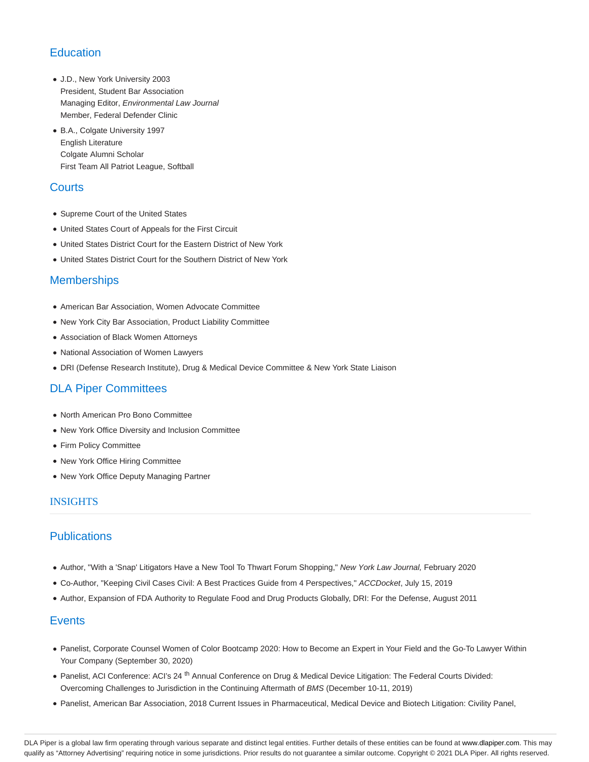## Education

- J.D., New York University 2003
  President, Student Bar Association
  Managing Editor, *Environmental Law Journal*
  Member, Federal Defender Clinic
- B.A., Colgate University 1997
  English Literature
  Colgate Alumni Scholar
  First Team All Patriot League, Softball

## Courts

- Supreme Court of the United States
- United States Court of Appeals for the First Circuit
- United States District Court for the Eastern District of New York
- United States District Court for the Southern District of New York

## Memberships

- American Bar Association, Women Advocate Committee
- New York City Bar Association, Product Liability Committee
- Association of Black Women Attorneys
- National Association of Women Lawyers
- DRI (Defense Research Institute), Drug & Medical Device Committee & New York State Liaison

## DLA Piper Committees

- North American Pro Bono Committee
- New York Office Diversity and Inclusion Committee
- Firm Policy Committee
- New York Office Hiring Committee
- New York Office Deputy Managing Partner

# INSIGHTS

## Publications

- Author, "With a 'Snap' Litigators Have a New Tool To Thwart Forum Shopping," *New York Law Journal,* February 2020
- Co-Author, "Keeping Civil Cases Civil: A Best Practices Guide from 4 Perspectives," *ACCDocket*, July 15, 2019
- Author, Expansion of FDA Authority to Regulate Food and Drug Products Globally, DRI: For the Defense, August 2011

## Events

- Panelist, Corporate Counsel Women of Color Bootcamp 2020: How to Become an Expert in Your Field and the Go-To Lawyer Within Your Company (September 30, 2020)
- Panelist, ACI Conference: ACI's 24th Annual Conference on Drug & Medical Device Litigation: The Federal Courts Divided: Overcoming Challenges to Jurisdiction in the Continuing Aftermath of *BMS* (December 10-11, 2019)
- Panelist, American Bar Association, 2018 Current Issues in Pharmaceutical, Medical Device and Biotech Litigation: Civility Panel,

DLA Piper is a global law firm operating through various separate and distinct legal entities. Further details of these entities can be found at www.dlapiper.com. This may qualify as "Attorney Advertising" requiring notice in some jurisdictions. Prior results do not guarantee a similar outcome. Copyright © 2021 DLA Piper. All rights reserved.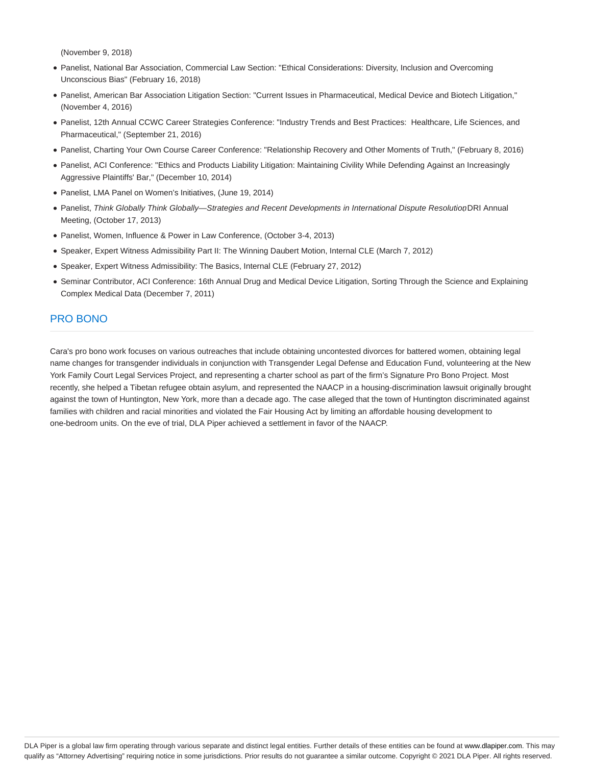(November 9, 2018)

- Panelist, National Bar Association, Commercial Law Section: "Ethical Considerations: Diversity, Inclusion and Overcoming Unconscious Bias" (February 16, 2018)
- Panelist, American Bar Association Litigation Section: "Current Issues in Pharmaceutical, Medical Device and Biotech Litigation," (November 4, 2016)
- Panelist, 12th Annual CCWC Career Strategies Conference: "Industry Trends and Best Practices:  Healthcare, Life Sciences, and Pharmaceutical," (September 21, 2016)
- Panelist, Charting Your Own Course Career Conference: "Relationship Recovery and Other Moments of Truth," (February 8, 2016)
- Panelist, ACI Conference: "Ethics and Products Liability Litigation: Maintaining Civility While Defending Against an Increasingly Aggressive Plaintiffs' Bar," (December 10, 2014)
- Panelist, LMA Panel on Women's Initiatives, (June 19, 2014)
- Panelist, *Think Globally Think Globally—Strategies and Recent Developments in International Dispute Resolution*, DRI Annual Meeting, (October 17, 2013)
- Panelist, Women, Influence & Power in Law Conference, (October 3-4, 2013)
- Speaker, Expert Witness Admissibility Part II: The Winning Daubert Motion, Internal CLE (March 7, 2012)
- Speaker, Expert Witness Admissibility: The Basics, Internal CLE (February 27, 2012)
- Seminar Contributor, ACI Conference: 16th Annual Drug and Medical Device Litigation, Sorting Through the Science and Explaining Complex Medical Data (December 7, 2011)

## PRO BONO

Cara's pro bono work focuses on various outreaches that include obtaining uncontested divorces for battered women, obtaining legal name changes for transgender individuals in conjunction with Transgender Legal Defense and Education Fund, volunteering at the New York Family Court Legal Services Project, and representing a charter school as part of the firm's Signature Pro Bono Project. Most recently, she helped a Tibetan refugee obtain asylum, and represented the NAACP in a housing-discrimination lawsuit originally brought against the town of Huntington, New York, more than a decade ago. The case alleged that the town of Huntington discriminated against families with children and racial minorities and violated the Fair Housing Act by limiting an affordable housing development to one-bedroom units. On the eve of trial, DLA Piper achieved a settlement in favor of the NAACP.

DLA Piper is a global law firm operating through various separate and distinct legal entities. Further details of these entities can be found at www.dlapiper.com. This may qualify as "Attorney Advertising" requiring notice in some jurisdictions. Prior results do not guarantee a similar outcome. Copyright © 2021 DLA Piper. All rights reserved.